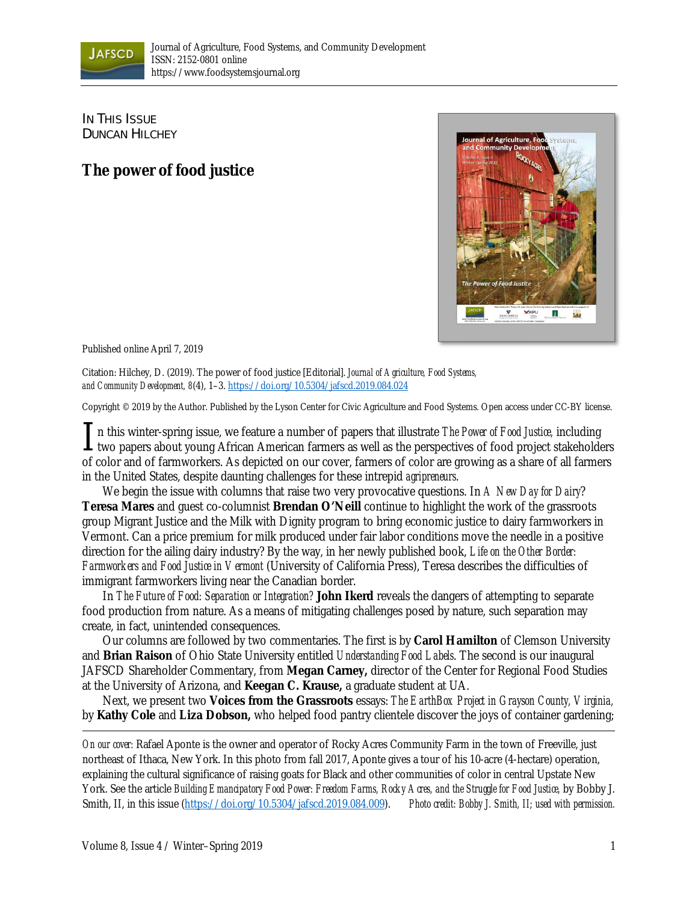IN THIS ISSUE
DUNCAN HILCHEY

# The power of food justice

Published online April 7, 2019

Citation: Hilchey, D. (2019). The power of food justice [Editorial]. *Journal of Agriculture, Food Systems, and Community Development, 8*(4), 1–3. https://doi.org/10.5304/jafscd.2019.084.024

Copyright © 2019 by the Author. Published by the Lyson Center for Civic Agriculture and Food Systems. Open access under CC-BY license.

In this winter-spring issue, we feature a number of papers that illustrate *The Power of Food Justice,* including two papers about young African American farmers as well as the perspectives of food project stakeholders of color and of farmworkers. As depicted on our cover, farmers of color are growing as a share of all farmers in the United States, despite daunting challenges for these intrepid *agripreneurs*.

We begin the issue with columns that raise two very provocative questions. In *A New Day for Dairy*? **Teresa Mares** and guest co-columnist **Brendan O'Neill** continue to highlight the work of the grassroots group Migrant Justice and the Milk with Dignity program to bring economic justice to dairy farmworkers in Vermont. Can a price premium for milk produced under fair labor conditions move the needle in a positive direction for the ailing dairy industry? By the way, in her newly published book, *Life on the Other Border: Farmworkers and Food Justice in Vermont* (University of California Press), Teresa describes the difficulties of immigrant farmworkers living near the Canadian border.

In *The Future of Food: Separation or Integration?* **John Ikerd** reveals the dangers of attempting to separate food production from nature. As a means of mitigating challenges posed by nature, such separation may create, in fact, unintended consequences.

Our columns are followed by two commentaries. The first is by **Carol Hamilton** of Clemson University and **Brian Raison** of Ohio State University entitled *Understanding Food Labels*. The second is our inaugural JAFSCD Shareholder Commentary, from **Megan Carney,** director of the Center for Regional Food Studies at the University of Arizona, and **Keegan C. Krause,** a graduate student at UA.

Next, we present two **Voices from the Grassroots** essays: *The EarthBox Project in Grayson County, Virginia,* by **Kathy Cole** and **Liza Dobson,** who helped food pantry clientele discover the joys of container gardening;

---

*On our cover:* Rafael Aponte is the owner and operator of Rocky Acres Community Farm in the town of Freeville, just northeast of Ithaca, New York. In this photo from fall 2017, Aponte gives a tour of his 10-acre (4-hectare) operation, explaining the cultural significance of raising goats for Black and other communities of color in central Upstate New York. See the article *Building Emancipatory Food Power: Freedom Farms, Rocky Acres, and the Struggle for Food Justice,* by Bobby J. Smith, II, in this issue (https://doi.org/10.5304/jafscd.2019.084.009). *Photo credit: Bobby J. Smith, II; used with permission.*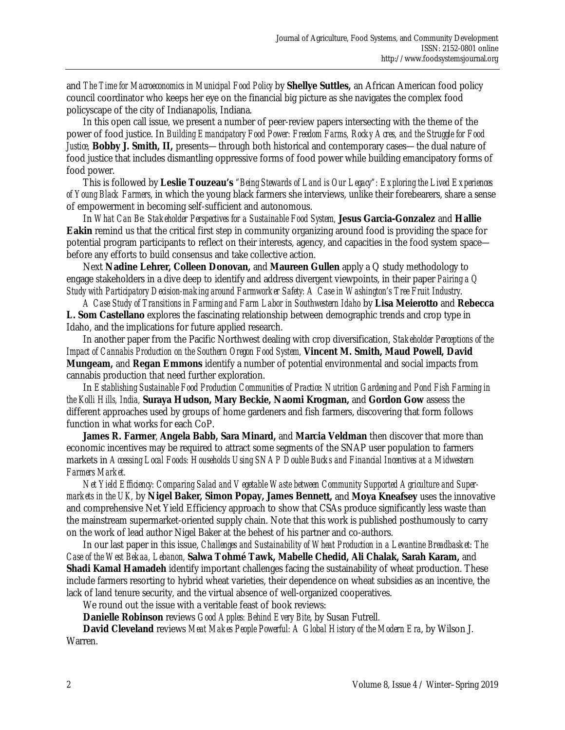and *The Time for Macroeconomics in Municipal Food Policy* by **Shellye Suttles,** an African American food policy council coordinator who keeps her eye on the financial big picture as she navigates the complex food policyscape of the city of Indianapolis, Indiana.

In this open call issue, we present a number of peer-review papers intersecting with the theme of the power of food justice. In *Building Emancipatory Food Power: Freedom Farms, Rocky Acres, and the Struggle for Food Justice,* **Bobby J. Smith, II,** presents—through both historical and contemporary cases—the dual nature of food justice that includes dismantling oppressive forms of food power while building emancipatory forms of food power.

This is followed by **Leslie Touzeau's** *"Being Stewards of Land is Our Legacy": Exploring the Lived Experiences of Young Black Farmers*, in which the young black farmers she interviews, unlike their forebearers, share a sense of empowerment in becoming self-sufficient and autonomous.

In *What Can Be: Stakeholder Perspectives for a Sustainable Food System,* **Jesus Garcia-Gonzalez** and **Hallie Eakin** remind us that the critical first step in community organizing around food is providing the space for potential program participants to reflect on their interests, agency, and capacities in the food system space—before any efforts to build consensus and take collective action.

Next **Nadine Lehrer, Colleen Donovan,** and **Maureen Gullen** apply a Q study methodology to engage stakeholders in a dive deep to identify and address divergent viewpoints, in their paper *Pairing a Q Study with Participatory Decision-making around Farmworker Safety: A Case in Washington's Tree Fruit Industry*.

*A Case Study of Transitions in Farming and Farm Labor in Southwestern Idaho* by **Lisa Meierotto** and **Rebecca L. Som Castellano** explores the fascinating relationship between demographic trends and crop type in Idaho, and the implications for future applied research.

In another paper from the Pacific Northwest dealing with crop diversification, *Stakeholder Perceptions of the Impact of Cannabis Production on the Southern Oregon Food System,* **Vincent M. Smith, Maud Powell, David Mungeam,** and **Regan Emmons** identify a number of potential environmental and social impacts from cannabis production that need further exploration.

In *Establishing Sustainable Food Production Communities of Practice: Nutrition Gardening and Pond Fish Farming in the Kolli Hills, India,* **Suraya Hudson, Mary Beckie, Naomi Krogman,** and **Gordon Gow** assess the different approaches used by groups of home gardeners and fish farmers, discovering that form follows function in what works for each CoP.

**James R. Farmer**, **Angela Babb, Sara Minard,** and **Marcia Veldman** then discover that more than economic incentives may be required to attract some segments of the SNAP user population to farmers markets in *Accessing Local Foods: Households Using SNAP Double Bucks and Financial Incentives at a Midwestern Farmers Market.*

*Net Yield Efficiency: Comparing Salad and Vegetable Waste between Community Supported Agriculture and Supermarkets in the UK,* by **Nigel Baker, Simon Popay, James Bennett,** and **Moya Kneafsey** uses the innovative and comprehensive Net Yield Efficiency approach to show that CSAs produce significantly less waste than the mainstream supermarket-oriented supply chain. Note that this work is published posthumously to carry on the work of lead author Nigel Baker at the behest of his partner and co-authors.

In our last paper in this issue, *Challenges and Sustainability of Wheat Production in a Levantine Breadbasket: The Case of the West Bekaa, Lebanon,* **Salwa Tohmé Tawk, Mabelle Chedid, Ali Chalak, Sarah Karam,** and **Shadi Kamal Hamadeh** identify important challenges facing the sustainability of wheat production. These include farmers resorting to hybrid wheat varieties, their dependence on wheat subsidies as an incentive, the lack of land tenure security, and the virtual absence of well-organized cooperatives.

We round out the issue with a veritable feast of book reviews:

**Danielle Robinson** reviews *Good Apples: Behind Every Bite,* by Susan Futrell.

**David Cleveland** reviews *Meat Makes People Powerful: A Global History of the Modern Era*, by Wilson J. Warren.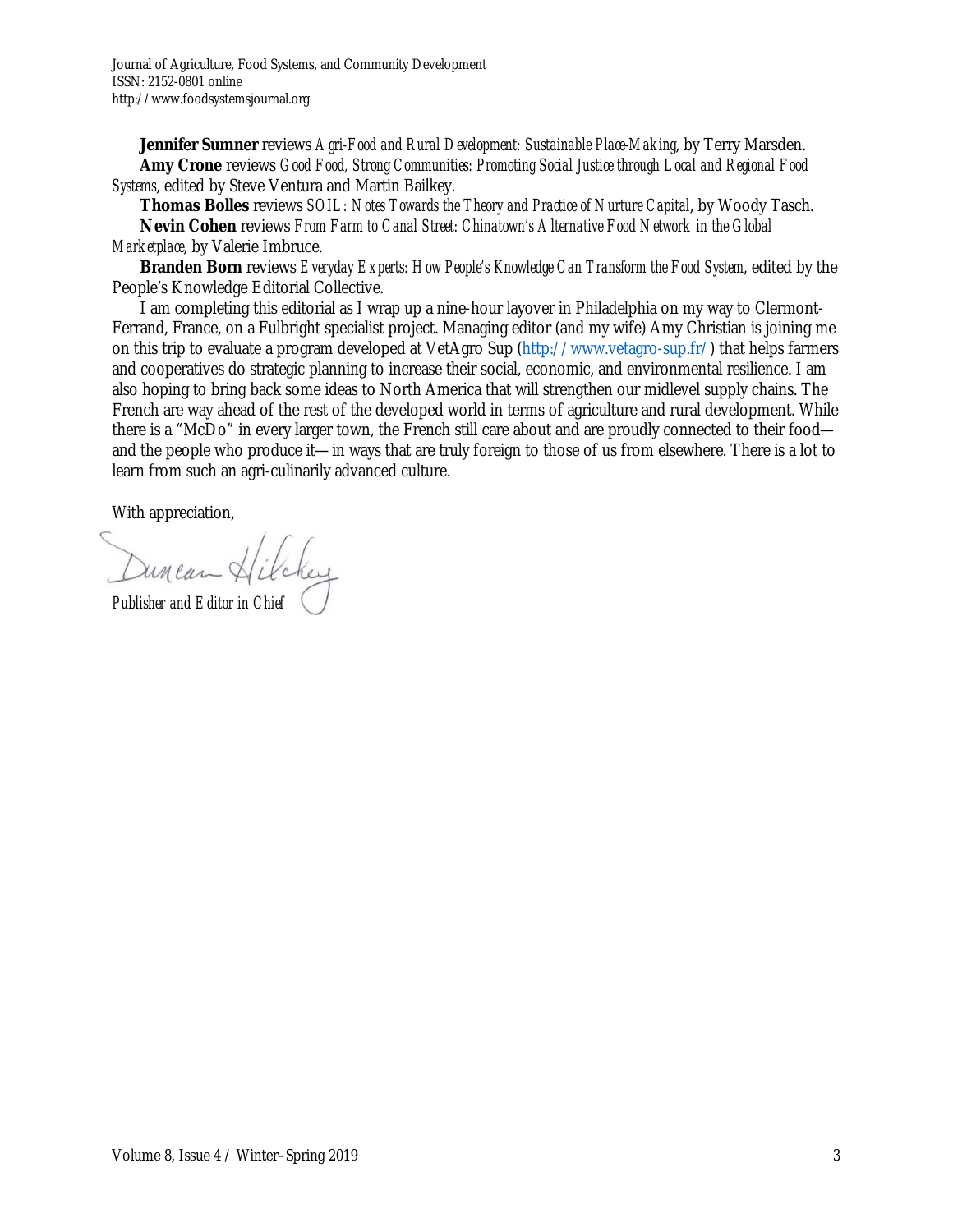**Jennifer Sumner** reviews *Agri-Food and Rural Development: Sustainable Place-Making*, by Terry Marsden.

**Amy Crone** reviews *Good Food, Strong Communities: Promoting Social Justice through Local and Regional Food Systems*, edited by Steve Ventura and Martin Bailkey.

**Thomas Bolles** reviews *SOIL: Notes Towards the Theory and Practice of Nurture Capital*, by Woody Tasch.

**Nevin Cohen** reviews *From Farm to Canal Street: Chinatown's Alternative Food Network in the Global Marketplace*, by Valerie Imbruce.

**Branden Born** reviews *Everyday Experts: How People's Knowledge Can Transform the Food System*, edited by the People's Knowledge Editorial Collective.

I am completing this editorial as I wrap up a nine-hour layover in Philadelphia on my way to Clermont-Ferrand, France, on a Fulbright specialist project. Managing editor (and my wife) Amy Christian is joining me on this trip to evaluate a program developed at VetAgro Sup (http://www.vetagro-sup.fr/) that helps farmers and cooperatives do strategic planning to increase their social, economic, and environmental resilience. I am also hoping to bring back some ideas to North America that will strengthen our midlevel supply chains. The French are way ahead of the rest of the developed world in terms of agriculture and rural development. While there is a "McDo" in every larger town, the French still care about and are proudly connected to their food—and the people who produce it—in ways that are truly foreign to those of us from elsewhere. There is a lot to learn from such an agri-culinarily advanced culture.

With appreciation,

Duncan Hilchey

*Publisher and Editor in Chief*